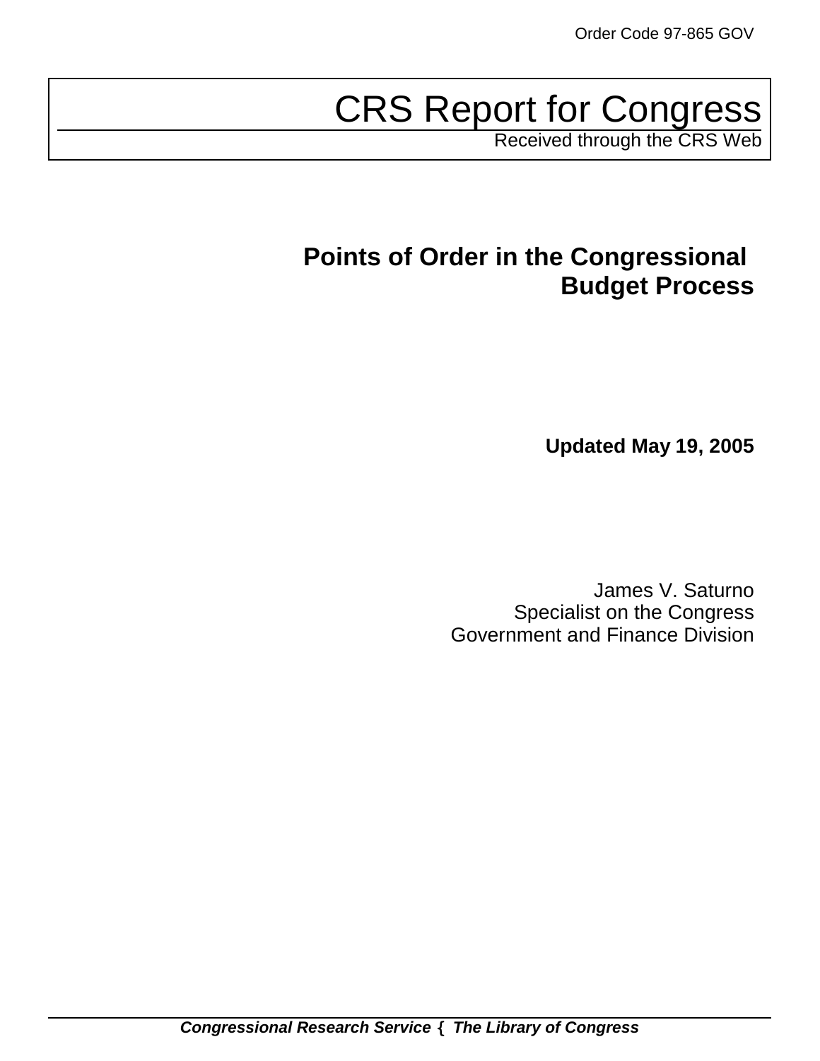Order Code 97-865 GOV

# CRS Report for Congress

Received through the CRS Web

## Points of Order in the Congressional Budget Process

**Updated May 19, 2005**

James V. Saturno
Specialist on the Congress
Government and Finance Division

***Congressional Research Service ˜ The Library of Congress***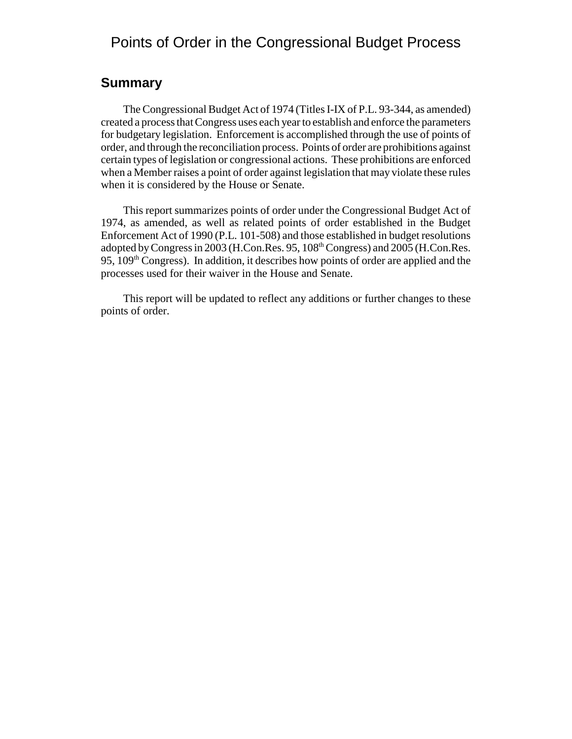# Points of Order in the Congressional Budget Process

## Summary

The Congressional Budget Act of 1974 (Titles I-IX of P.L. 93-344, as amended) created a process that Congress uses each year to establish and enforce the parameters for budgetary legislation. Enforcement is accomplished through the use of points of order, and through the reconciliation process. Points of order are prohibitions against certain types of legislation or congressional actions. These prohibitions are enforced when a Member raises a point of order against legislation that may violate these rules when it is considered by the House or Senate.

This report summarizes points of order under the Congressional Budget Act of 1974, as amended, as well as related points of order established in the Budget Enforcement Act of 1990 (P.L. 101-508) and those established in budget resolutions adopted by Congress in 2003 (H.Con.Res. 95, 108th Congress) and 2005 (H.Con.Res. 95, 109th Congress). In addition, it describes how points of order are applied and the processes used for their waiver in the House and Senate.

This report will be updated to reflect any additions or further changes to these points of order.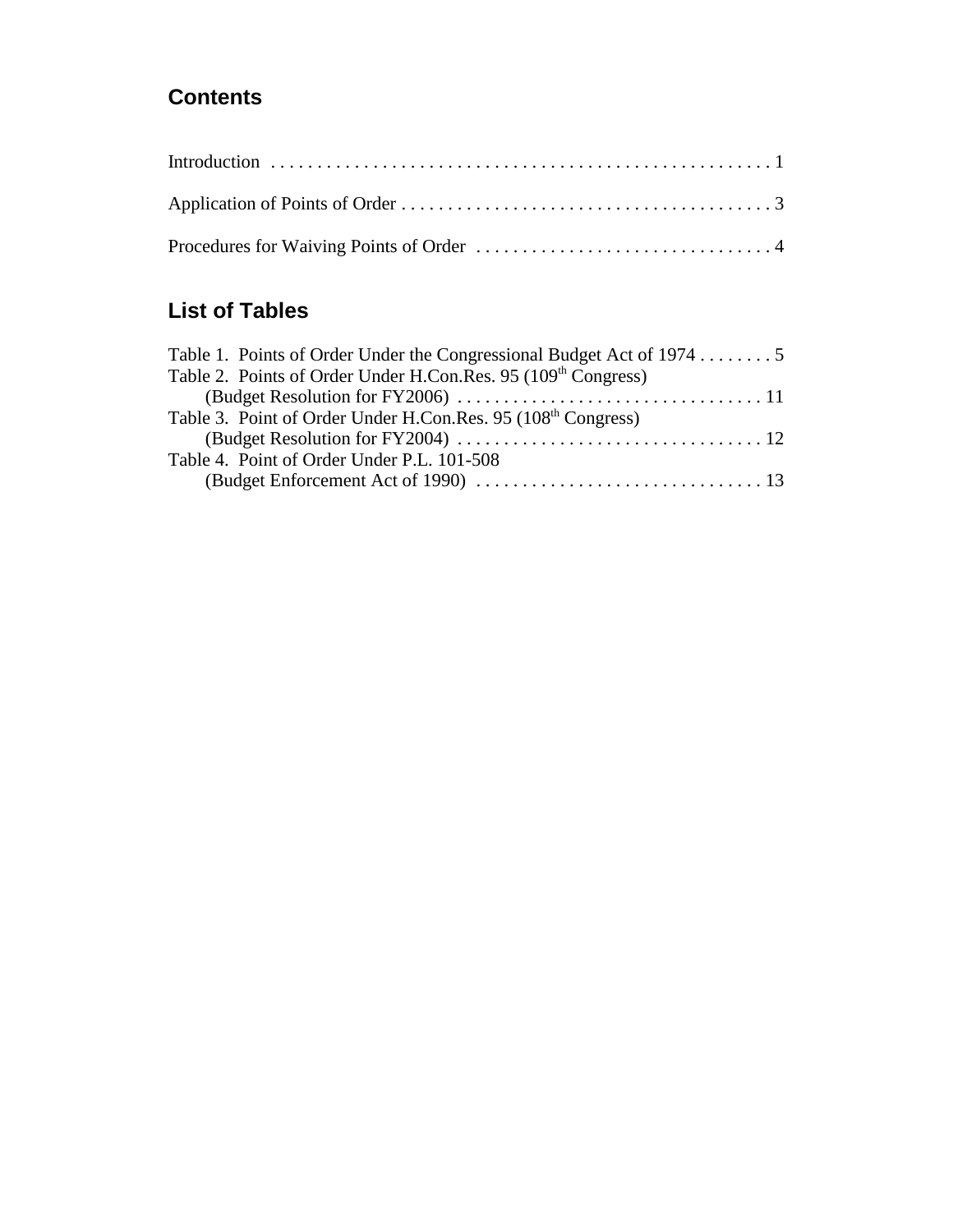## Contents

Introduction . . . . . . . . . . . . . . . . . . . . . . . . . . . . . . . . . . . . . . . . . . . . . . . . . . . . . . 1

Application of Points of Order . . . . . . . . . . . . . . . . . . . . . . . . . . . . . . . . . . . . . . . . . 3

Procedures for Waiving Points of Order . . . . . . . . . . . . . . . . . . . . . . . . . . . . . . . . . 4

## List of Tables

Table 1. Points of Order Under the Congressional Budget Act of 1974 . . . . . . . . 5
Table 2. Points of Order Under H.Con.Res. 95 (109th Congress) (Budget Resolution for FY2006) . . . . . . . . . . . . . . . . . . . . . . . . . . . . . . . . . 11
Table 3. Point of Order Under H.Con.Res. 95 (108th Congress) (Budget Resolution for FY2004) . . . . . . . . . . . . . . . . . . . . . . . . . . . . . . . . . 12
Table 4. Point of Order Under P.L. 101-508 (Budget Enforcement Act of 1990) . . . . . . . . . . . . . . . . . . . . . . . . . . . . . . . 13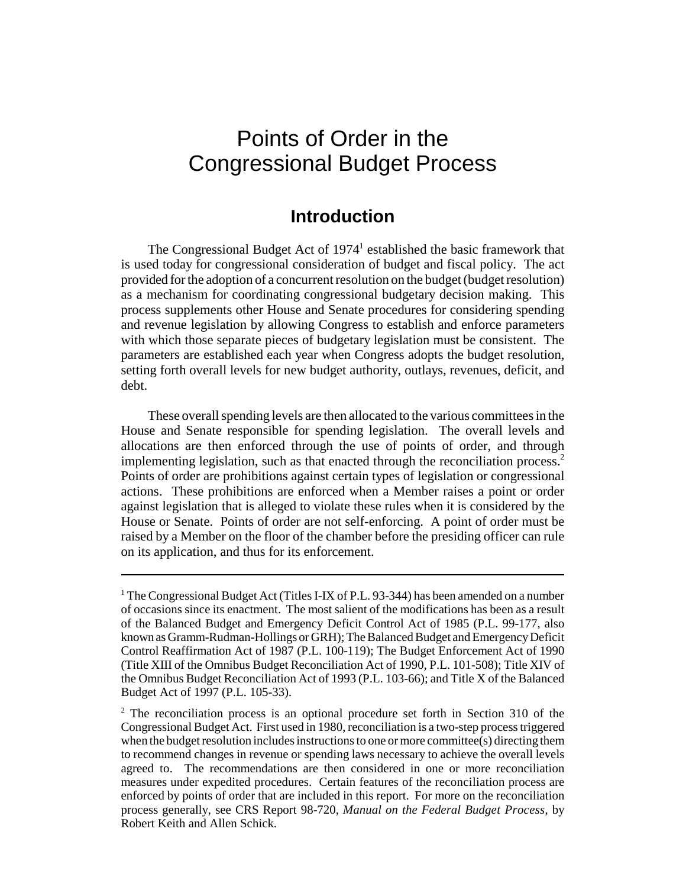# Points of Order in the Congressional Budget Process

## Introduction

The Congressional Budget Act of 1974[1] established the basic framework that is used today for congressional consideration of budget and fiscal policy. The act provided for the adoption of a concurrent resolution on the budget (budget resolution) as a mechanism for coordinating congressional budgetary decision making. This process supplements other House and Senate procedures for considering spending and revenue legislation by allowing Congress to establish and enforce parameters with which those separate pieces of budgetary legislation must be consistent. The parameters are established each year when Congress adopts the budget resolution, setting forth overall levels for new budget authority, outlays, revenues, deficit, and debt.

These overall spending levels are then allocated to the various committees in the House and Senate responsible for spending legislation. The overall levels and allocations are then enforced through the use of points of order, and through implementing legislation, such as that enacted through the reconciliation process.[2] Points of order are prohibitions against certain types of legislation or congressional actions. These prohibitions are enforced when a Member raises a point or order against legislation that is alleged to violate these rules when it is considered by the House or Senate. Points of order are not self-enforcing. A point of order must be raised by a Member on the floor of the chamber before the presiding officer can rule on its application, and thus for its enforcement.

---

[1] The Congressional Budget Act (Titles I-IX of P.L. 93-344) has been amended on a number of occasions since its enactment. The most salient of the modifications has been as a result of the Balanced Budget and Emergency Deficit Control Act of 1985 (P.L. 99-177, also known as Gramm-Rudman-Hollings or GRH); The Balanced Budget and Emergency Deficit Control Reaffirmation Act of 1987 (P.L. 100-119); The Budget Enforcement Act of 1990 (Title XIII of the Omnibus Budget Reconciliation Act of 1990, P.L. 101-508); Title XIV of the Omnibus Budget Reconciliation Act of 1993 (P.L. 103-66); and Title X of the Balanced Budget Act of 1997 (P.L. 105-33).

[2] The reconciliation process is an optional procedure set forth in Section 310 of the Congressional Budget Act. First used in 1980, reconciliation is a two-step process triggered when the budget resolution includes instructions to one or more committee(s) directing them to recommend changes in revenue or spending laws necessary to achieve the overall levels agreed to. The recommendations are then considered in one or more reconciliation measures under expedited procedures. Certain features of the reconciliation process are enforced by points of order that are included in this report. For more on the reconciliation process generally, see CRS Report 98-720, *Manual on the Federal Budget Process*, by Robert Keith and Allen Schick.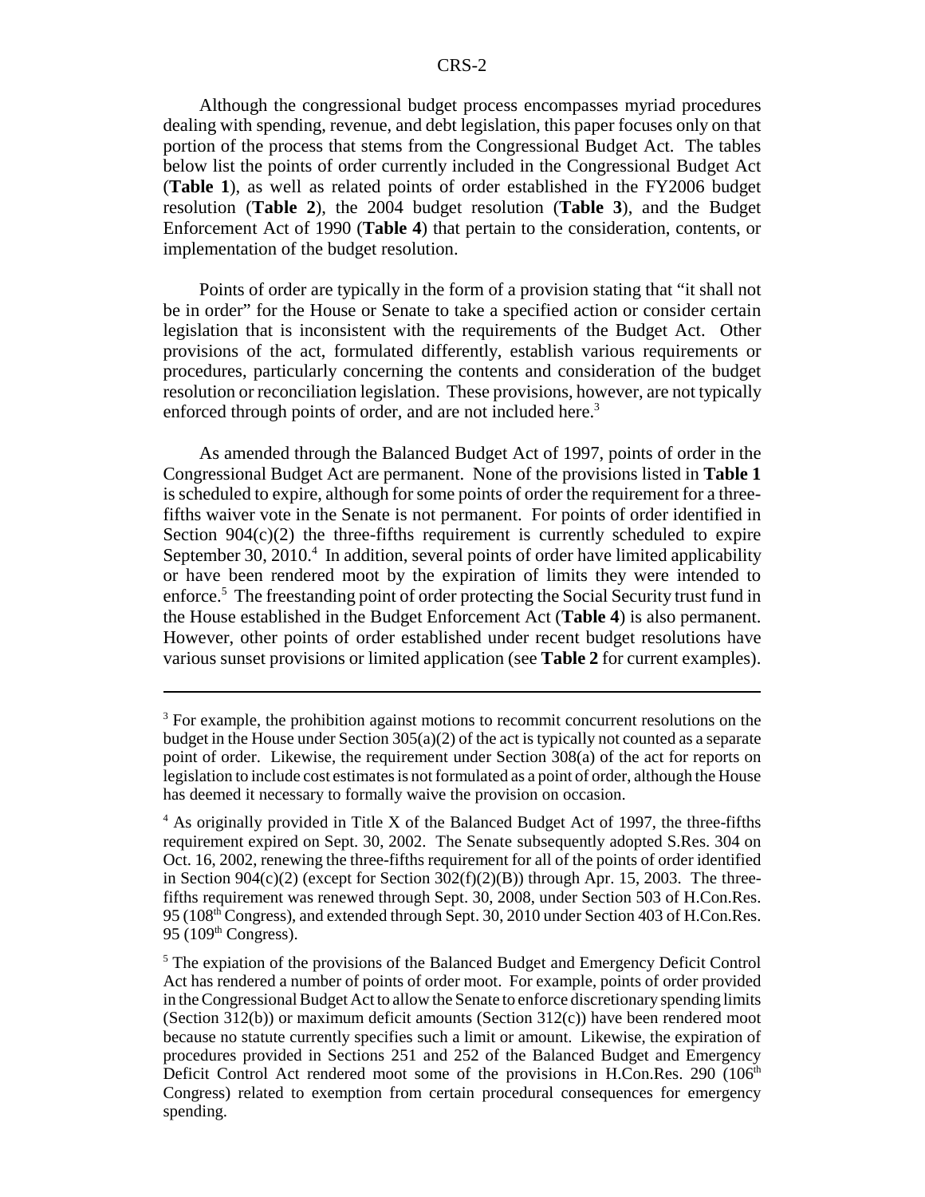Although the congressional budget process encompasses myriad procedures dealing with spending, revenue, and debt legislation, this paper focuses only on that portion of the process that stems from the Congressional Budget Act. The tables below list the points of order currently included in the Congressional Budget Act (**Table 1**), as well as related points of order established in the FY2006 budget resolution (**Table 2**), the 2004 budget resolution (**Table 3**), and the Budget Enforcement Act of 1990 (**Table 4**) that pertain to the consideration, contents, or implementation of the budget resolution.

Points of order are typically in the form of a provision stating that "it shall not be in order" for the House or Senate to take a specified action or consider certain legislation that is inconsistent with the requirements of the Budget Act. Other provisions of the act, formulated differently, establish various requirements or procedures, particularly concerning the contents and consideration of the budget resolution or reconciliation legislation. These provisions, however, are not typically enforced through points of order, and are not included here.[3]

As amended through the Balanced Budget Act of 1997, points of order in the Congressional Budget Act are permanent. None of the provisions listed in **Table 1** is scheduled to expire, although for some points of order the requirement for a three-fifths waiver vote in the Senate is not permanent. For points of order identified in Section 904(c)(2) the three-fifths requirement is currently scheduled to expire September 30, 2010.[4] In addition, several points of order have limited applicability or have been rendered moot by the expiration of limits they were intended to enforce.[5] The freestanding point of order protecting the Social Security trust fund in the House established in the Budget Enforcement Act (**Table 4**) is also permanent. However, other points of order established under recent budget resolutions have various sunset provisions or limited application (see **Table 2** for current examples).

---

[3] For example, the prohibition against motions to recommit concurrent resolutions on the budget in the House under Section 305(a)(2) of the act is typically not counted as a separate point of order. Likewise, the requirement under Section 308(a) of the act for reports on legislation to include cost estimates is not formulated as a point of order, although the House has deemed it necessary to formally waive the provision on occasion.

[4] As originally provided in Title X of the Balanced Budget Act of 1997, the three-fifths requirement expired on Sept. 30, 2002. The Senate subsequently adopted S.Res. 304 on Oct. 16, 2002, renewing the three-fifths requirement for all of the points of order identified in Section 904(c)(2) (except for Section 302(f)(2)(B)) through Apr. 15, 2003. The three-fifths requirement was renewed through Sept. 30, 2008, under Section 503 of H.Con.Res. 95 (108th Congress), and extended through Sept. 30, 2010 under Section 403 of H.Con.Res. 95 (109th Congress).

[5] The expiation of the provisions of the Balanced Budget and Emergency Deficit Control Act has rendered a number of points of order moot. For example, points of order provided in the Congressional Budget Act to allow the Senate to enforce discretionary spending limits (Section 312(b)) or maximum deficit amounts (Section 312(c)) have been rendered moot because no statute currently specifies such a limit or amount. Likewise, the expiration of procedures provided in Sections 251 and 252 of the Balanced Budget and Emergency Deficit Control Act rendered moot some of the provisions in H.Con.Res. 290 (106th Congress) related to exemption from certain procedural consequences for emergency spending.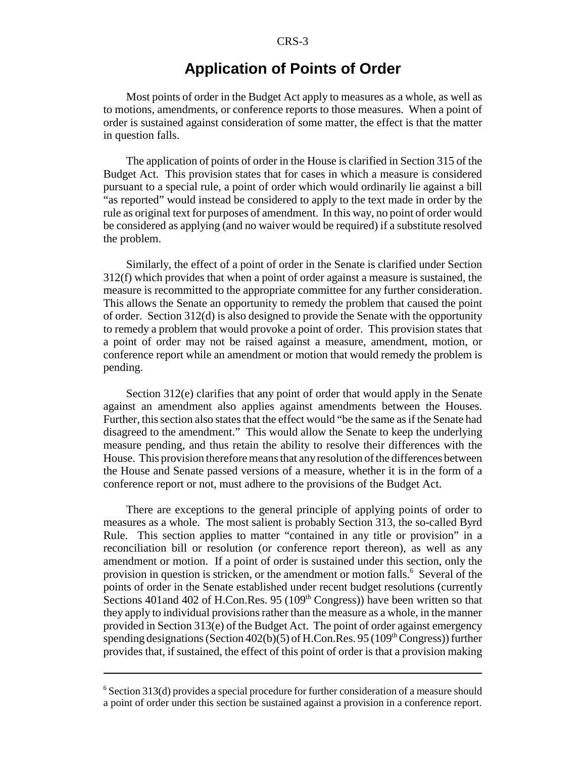## Application of Points of Order

Most points of order in the Budget Act apply to measures as a whole, as well as to motions, amendments, or conference reports to those measures. When a point of order is sustained against consideration of some matter, the effect is that the matter in question falls.

The application of points of order in the House is clarified in Section 315 of the Budget Act. This provision states that for cases in which a measure is considered pursuant to a special rule, a point of order which would ordinarily lie against a bill "as reported" would instead be considered to apply to the text made in order by the rule as original text for purposes of amendment. In this way, no point of order would be considered as applying (and no waiver would be required) if a substitute resolved the problem.

Similarly, the effect of a point of order in the Senate is clarified under Section 312(f) which provides that when a point of order against a measure is sustained, the measure is recommitted to the appropriate committee for any further consideration. This allows the Senate an opportunity to remedy the problem that caused the point of order. Section 312(d) is also designed to provide the Senate with the opportunity to remedy a problem that would provoke a point of order. This provision states that a point of order may not be raised against a measure, amendment, motion, or conference report while an amendment or motion that would remedy the problem is pending.

Section 312(e) clarifies that any point of order that would apply in the Senate against an amendment also applies against amendments between the Houses. Further, this section also states that the effect would "be the same as if the Senate had disagreed to the amendment." This would allow the Senate to keep the underlying measure pending, and thus retain the ability to resolve their differences with the House. This provision therefore means that any resolution of the differences between the House and Senate passed versions of a measure, whether it is in the form of a conference report or not, must adhere to the provisions of the Budget Act.

There are exceptions to the general principle of applying points of order to measures as a whole. The most salient is probably Section 313, the so-called Byrd Rule. This section applies to matter "contained in any title or provision" in a reconciliation bill or resolution (or conference report thereon), as well as any amendment or motion. If a point of order is sustained under this section, only the provision in question is stricken, or the amendment or motion falls.[6] Several of the points of order in the Senate established under recent budget resolutions (currently Sections 401and 402 of H.Con.Res. 95 (109th Congress)) have been written so that they apply to individual provisions rather than the measure as a whole, in the manner provided in Section 313(e) of the Budget Act. The point of order against emergency spending designations (Section 402(b)(5) of H.Con.Res. 95 (109th Congress)) further provides that, if sustained, the effect of this point of order is that a provision making

---

[6] Section 313(d) provides a special procedure for further consideration of a measure should a point of order under this section be sustained against a provision in a conference report.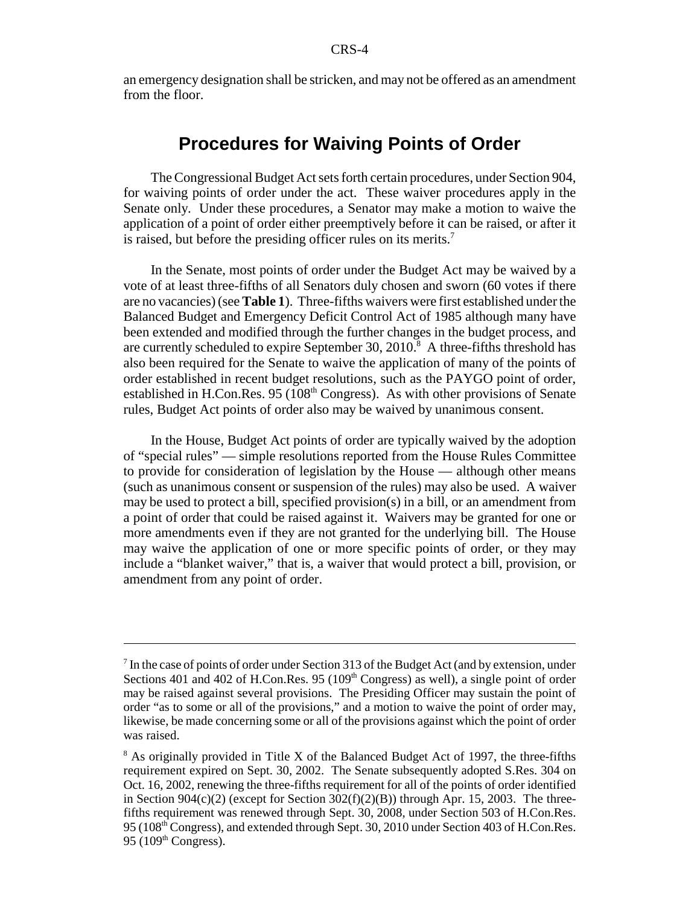an emergency designation shall be stricken, and may not be offered as an amendment from the floor.

## Procedures for Waiving Points of Order

The Congressional Budget Act sets forth certain procedures, under Section 904, for waiving points of order under the act. These waiver procedures apply in the Senate only. Under these procedures, a Senator may make a motion to waive the application of a point of order either preemptively before it can be raised, or after it is raised, but before the presiding officer rules on its merits.[7]

In the Senate, most points of order under the Budget Act may be waived by a vote of at least three-fifths of all Senators duly chosen and sworn (60 votes if there are no vacancies) (see **Table 1**). Three-fifths waivers were first established under the Balanced Budget and Emergency Deficit Control Act of 1985 although many have been extended and modified through the further changes in the budget process, and are currently scheduled to expire September 30, 2010.[8] A three-fifths threshold has also been required for the Senate to waive the application of many of the points of order established in recent budget resolutions, such as the PAYGO point of order, established in H.Con.Res. 95 (108th Congress). As with other provisions of Senate rules, Budget Act points of order also may be waived by unanimous consent.

In the House, Budget Act points of order are typically waived by the adoption of "special rules" — simple resolutions reported from the House Rules Committee to provide for consideration of legislation by the House — although other means (such as unanimous consent or suspension of the rules) may also be used. A waiver may be used to protect a bill, specified provision(s) in a bill, or an amendment from a point of order that could be raised against it. Waivers may be granted for one or more amendments even if they are not granted for the underlying bill. The House may waive the application of one or more specific points of order, or they may include a "blanket waiver," that is, a waiver that would protect a bill, provision, or amendment from any point of order.

---

[7] In the case of points of order under Section 313 of the Budget Act (and by extension, under Sections 401 and 402 of H.Con.Res. 95 (109th Congress) as well), a single point of order may be raised against several provisions. The Presiding Officer may sustain the point of order "as to some or all of the provisions," and a motion to waive the point of order may, likewise, be made concerning some or all of the provisions against which the point of order was raised.

[8] As originally provided in Title X of the Balanced Budget Act of 1997, the three-fifths requirement expired on Sept. 30, 2002. The Senate subsequently adopted S.Res. 304 on Oct. 16, 2002, renewing the three-fifths requirement for all of the points of order identified in Section 904(c)(2) (except for Section 302(f)(2)(B)) through Apr. 15, 2003. The three-fifths requirement was renewed through Sept. 30, 2008, under Section 503 of H.Con.Res. 95 (108th Congress), and extended through Sept. 30, 2010 under Section 403 of H.Con.Res. 95 (109th Congress).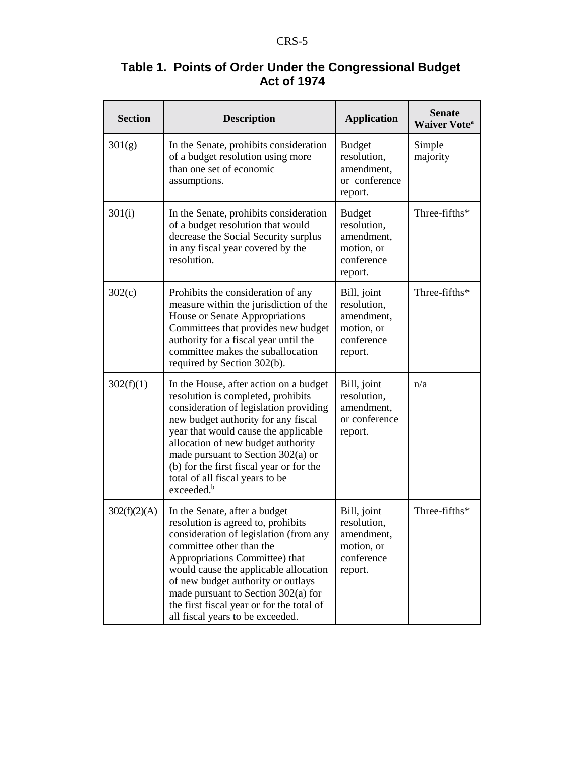**Table 1. Points of Order Under the Congressional Budget Act of 1974**

| Section | Description | Application | Senate Waiver Vote[a] |
|---|---|---|---|
| 301(g) | In the Senate, prohibits consideration of a budget resolution using more than one set of economic assumptions. | Budget resolution, amendment, or conference report. | Simple majority |
| 301(i) | In the Senate, prohibits consideration of a budget resolution that would decrease the Social Security surplus in any fiscal year covered by the resolution. | Budget resolution, amendment, motion, or conference report. | Three-fifths* |
| 302(c) | Prohibits the consideration of any measure within the jurisdiction of the House or Senate Appropriations Committees that provides new budget authority for a fiscal year until the committee makes the suballocation required by Section 302(b). | Bill, joint resolution, amendment, motion, or conference report. | Three-fifths* |
| 302(f)(1) | In the House, after action on a budget resolution is completed, prohibits consideration of legislation providing new budget authority for any fiscal year that would cause the applicable allocation of new budget authority made pursuant to Section 302(a) or (b) for the first fiscal year or for the total of all fiscal years to be exceeded.[b] | Bill, joint resolution, amendment, or conference report. | n/a |
| 302(f)(2)(A) | In the Senate, after a budget resolution is agreed to, prohibits consideration of legislation (from any committee other than the Appropriations Committee) that would cause the applicable allocation of new budget authority or outlays made pursuant to Section 302(a) for the first fiscal year or for the total of all fiscal years to be exceeded. | Bill, joint resolution, amendment, motion, or conference report. | Three-fifths* |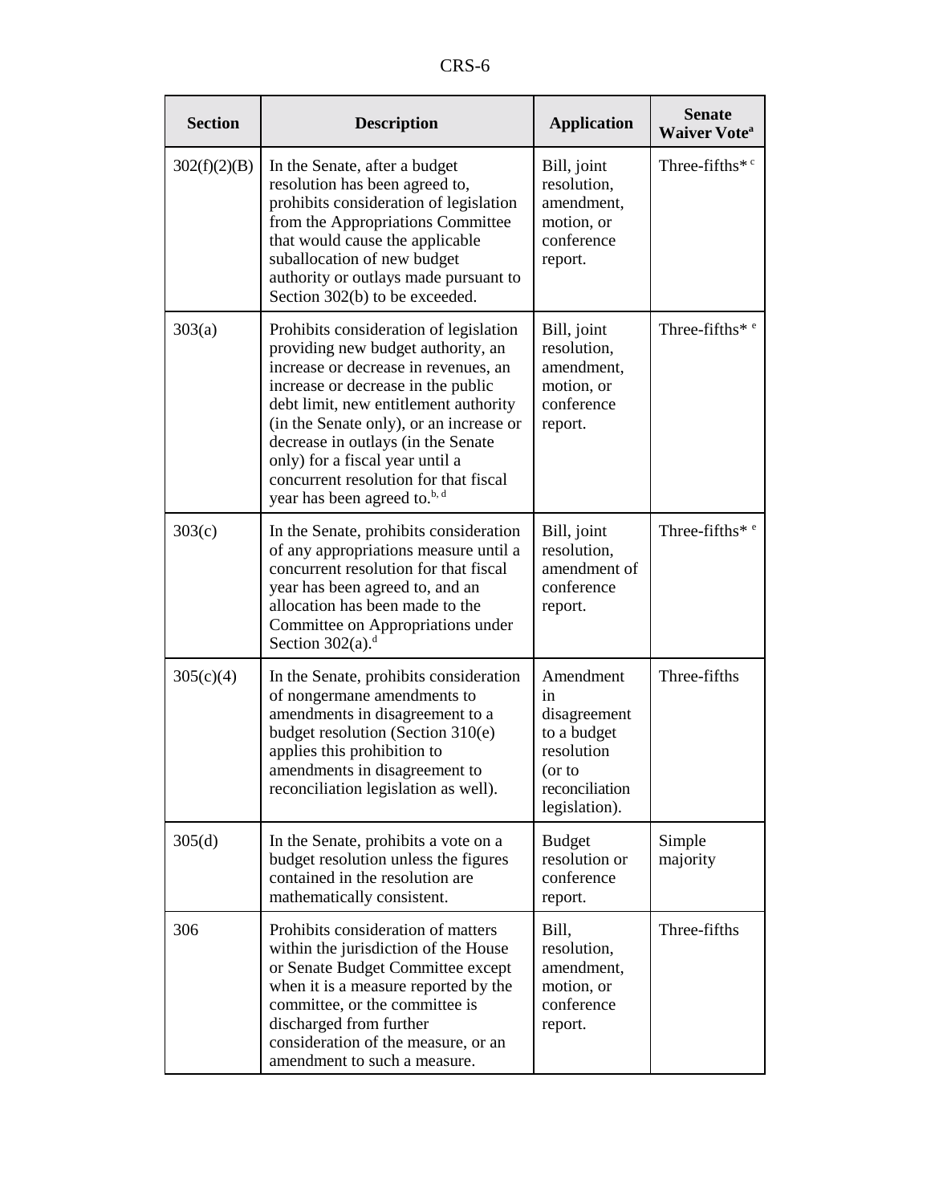| Section | Description | Application | Senate Waiver Vote[a] |
|---|---|---|---|
| 302(f)(2)(B) | In the Senate, after a budget resolution has been agreed to, prohibits consideration of legislation from the Appropriations Committee that would cause the applicable suballocation of new budget authority or outlays made pursuant to Section 302(b) to be exceeded. | Bill, joint resolution, amendment, motion, or conference report. | Three-fifths* [c] |
| 303(a) | Prohibits consideration of legislation providing new budget authority, an increase or decrease in revenues, an increase or decrease in the public debt limit, new entitlement authority (in the Senate only), or an increase or decrease in outlays (in the Senate only) for a fiscal year until a concurrent resolution for that fiscal year has been agreed to.[b, d] | Bill, joint resolution, amendment, motion, or conference report. | Three-fifths* [e] |
| 303(c) | In the Senate, prohibits consideration of any appropriations measure until a concurrent resolution for that fiscal year has been agreed to, and an allocation has been made to the Committee on Appropriations under Section 302(a).[d] | Bill, joint resolution, amendment of conference report. | Three-fifths* [e] |
| 305(c)(4) | In the Senate, prohibits consideration of nongermane amendments to amendments in disagreement to a budget resolution (Section 310(e) applies this prohibition to amendments in disagreement to reconciliation legislation as well). | Amendment in disagreement to a budget resolution (or to reconciliation legislation). | Three-fifths |
| 305(d) | In the Senate, prohibits a vote on a budget resolution unless the figures contained in the resolution are mathematically consistent. | Budget resolution or conference report. | Simple majority |
| 306 | Prohibits consideration of matters within the jurisdiction of the House or Senate Budget Committee except when it is a measure reported by the committee, or the committee is discharged from further consideration of the measure, or an amendment to such a measure. | Bill, resolution, amendment, motion, or conference report. | Three-fifths |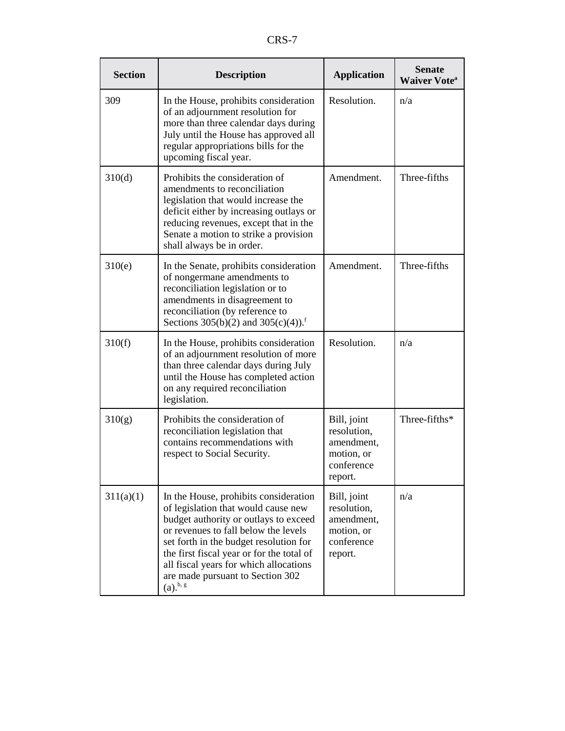| Section | Description | Application | Senate Waiver Vote[a] |
|---|---|---|---|
| 309 | In the House, prohibits consideration of an adjournment resolution for more than three calendar days during July until the House has approved all regular appropriations bills for the upcoming fiscal year. | Resolution. | n/a |
| 310(d) | Prohibits the consideration of amendments to reconciliation legislation that would increase the deficit either by increasing outlays or reducing revenues, except that in the Senate a motion to strike a provision shall always be in order. | Amendment. | Three-fifths |
| 310(e) | In the Senate, prohibits consideration of nongermane amendments to reconciliation legislation or to amendments in disagreement to reconciliation (by reference to Sections 305(b)(2) and 305(c)(4)).[f] | Amendment. | Three-fifths |
| 310(f) | In the House, prohibits consideration of an adjournment resolution of more than three calendar days during July until the House has completed action on any required reconciliation legislation. | Resolution. | n/a |
| 310(g) | Prohibits the consideration of reconciliation legislation that contains recommendations with respect to Social Security. | Bill, joint resolution, amendment, motion, or conference report. | Three-fifths* |
| 311(a)(1) | In the House, prohibits consideration of legislation that would cause new budget authority or outlays to exceed or revenues to fall below the levels set forth in the budget resolution for the first fiscal year or for the total of all fiscal years for which allocations are made pursuant to Section 302 (a).[b, g] | Bill, joint resolution, amendment, motion, or conference report. | n/a |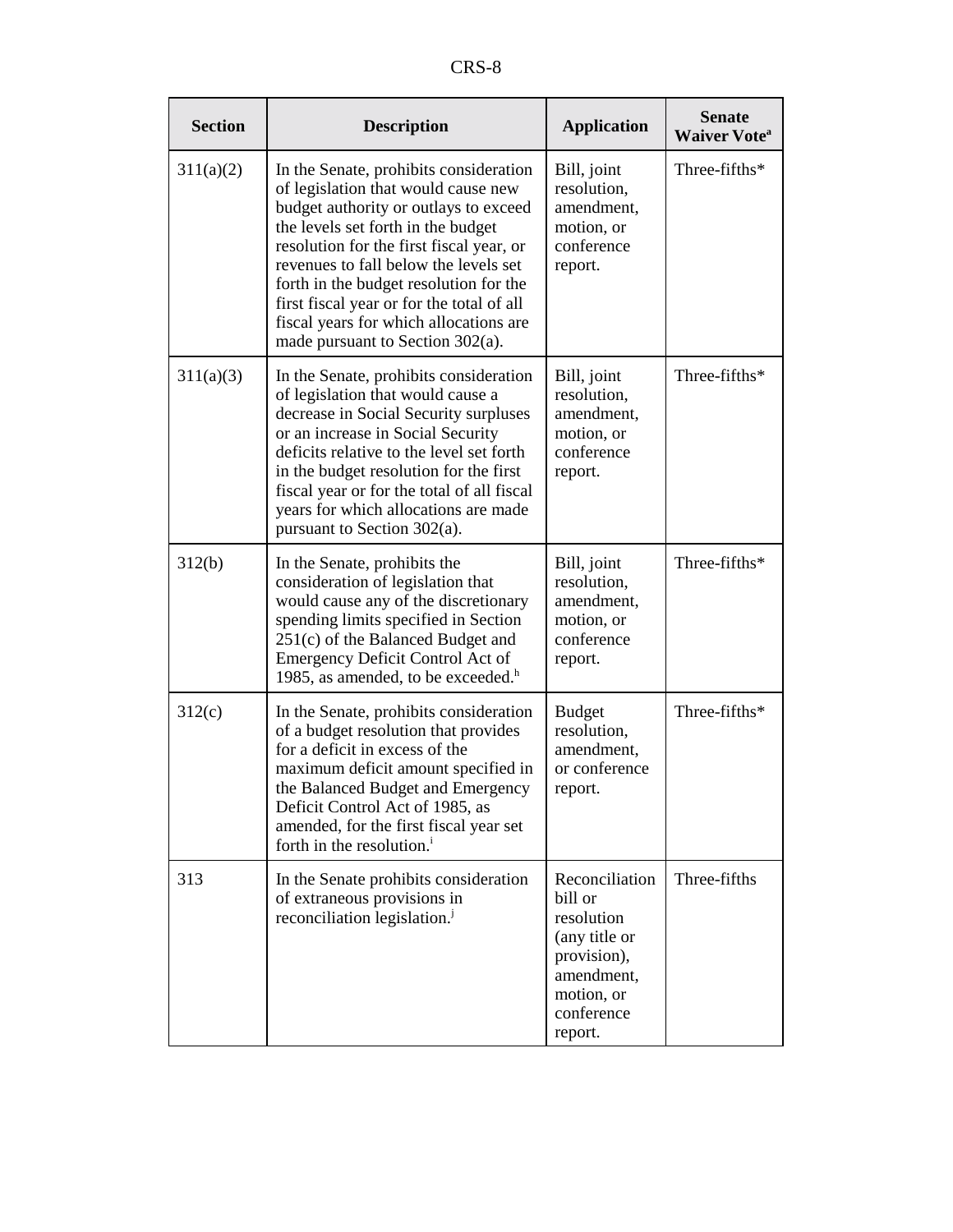| Section | Description | Application | Senate Waiver Vote[a] |
|---|---|---|---|
| 311(a)(2) | In the Senate, prohibits consideration of legislation that would cause new budget authority or outlays to exceed the levels set forth in the budget resolution for the first fiscal year, or revenues to fall below the levels set forth in the budget resolution for the first fiscal year or for the total of all fiscal years for which allocations are made pursuant to Section 302(a). | Bill, joint resolution, amendment, motion, or conference report. | Three-fifths* |
| 311(a)(3) | In the Senate, prohibits consideration of legislation that would cause a decrease in Social Security surpluses or an increase in Social Security deficits relative to the level set forth in the budget resolution for the first fiscal year or for the total of all fiscal years for which allocations are made pursuant to Section 302(a). | Bill, joint resolution, amendment, motion, or conference report. | Three-fifths* |
| 312(b) | In the Senate, prohibits the consideration of legislation that would cause any of the discretionary spending limits specified in Section 251(c) of the Balanced Budget and Emergency Deficit Control Act of 1985, as amended, to be exceeded.[h] | Bill, joint resolution, amendment, motion, or conference report. | Three-fifths* |
| 312(c) | In the Senate, prohibits consideration of a budget resolution that provides for a deficit in excess of the maximum deficit amount specified in the Balanced Budget and Emergency Deficit Control Act of 1985, as amended, for the first fiscal year set forth in the resolution.[i] | Budget resolution, amendment, or conference report. | Three-fifths* |
| 313 | In the Senate prohibits consideration of extraneous provisions in reconciliation legislation.[j] | Reconciliation bill or resolution (any title or provision), amendment, motion, or conference report. | Three-fifths |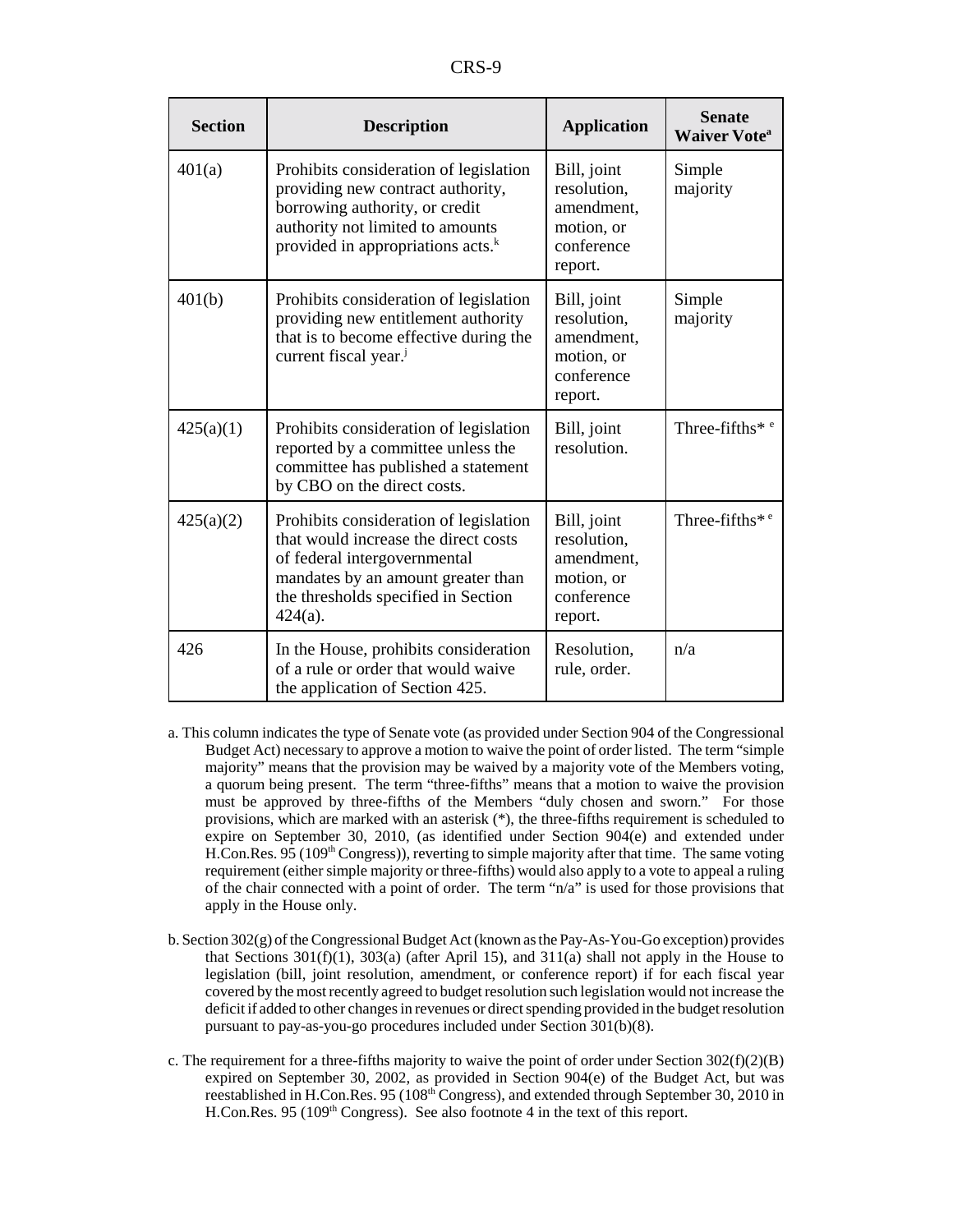| Section | Description | Application | Senate Waiver Vote[a] |
| --- | --- | --- | --- |
| 401(a) | Prohibits consideration of legislation providing new contract authority, borrowing authority, or credit authority not limited to amounts provided in appropriations acts.[k] | Bill, joint resolution, amendment, motion, or conference report. | Simple majority |
| 401(b) | Prohibits consideration of legislation providing new entitlement authority that is to become effective during the current fiscal year.[j] | Bill, joint resolution, amendment, motion, or conference report. | Simple majority |
| 425(a)(1) | Prohibits consideration of legislation reported by a committee unless the committee has published a statement by CBO on the direct costs. | Bill, joint resolution. | Three-fifths* [e] |
| 425(a)(2) | Prohibits consideration of legislation that would increase the direct costs of federal intergovernmental mandates by an amount greater than the thresholds specified in Section 424(a). | Bill, joint resolution, amendment, motion, or conference report. | Three-fifths* [e] |
| 426 | In the House, prohibits consideration of a rule or order that would waive the application of Section 425. | Resolution, rule, order. | n/a |

a. This column indicates the type of Senate vote (as provided under Section 904 of the Congressional Budget Act) necessary to approve a motion to waive the point of order listed. The term "simple majority" means that the provision may be waived by a majority vote of the Members voting, a quorum being present. The term "three-fifths" means that a motion to waive the provision must be approved by three-fifths of the Members "duly chosen and sworn." For those provisions, which are marked with an asterisk (*), the three-fifths requirement is scheduled to expire on September 30, 2010, (as identified under Section 904(e) and extended under H.Con.Res. 95 (109th Congress)), reverting to simple majority after that time. The same voting requirement (either simple majority or three-fifths) would also apply to a vote to appeal a ruling of the chair connected with a point of order. The term "n/a" is used for those provisions that apply in the House only.

b. Section 302(g) of the Congressional Budget Act (known as the Pay-As-You-Go exception) provides that Sections 301(f)(1), 303(a) (after April 15), and 311(a) shall not apply in the House to legislation (bill, joint resolution, amendment, or conference report) if for each fiscal year covered by the most recently agreed to budget resolution such legislation would not increase the deficit if added to other changes in revenues or direct spending provided in the budget resolution pursuant to pay-as-you-go procedures included under Section 301(b)(8).

c. The requirement for a three-fifths majority to waive the point of order under Section 302(f)(2)(B) expired on September 30, 2002, as provided in Section 904(e) of the Budget Act, but was reestablished in H.Con.Res. 95 (108th Congress), and extended through September 30, 2010 in H.Con.Res. 95 (109th Congress). See also footnote 4 in the text of this report.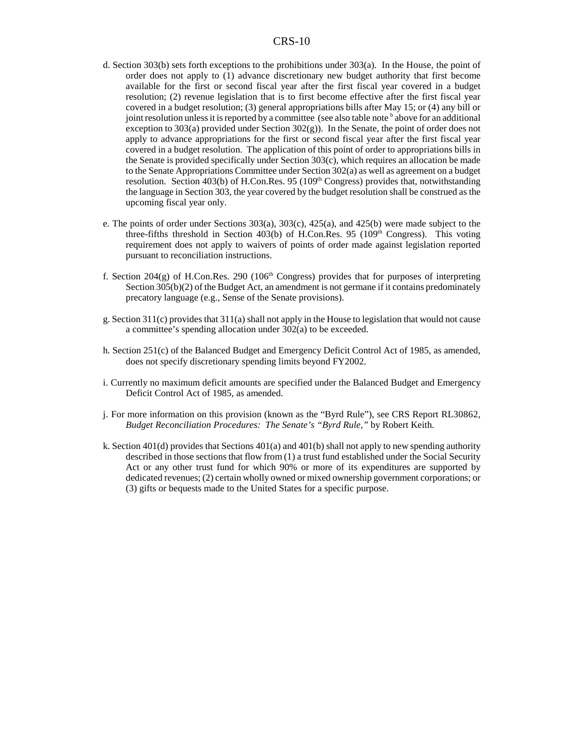d. Section 303(b) sets forth exceptions to the prohibitions under 303(a). In the House, the point of order does not apply to (1) advance discretionary new budget authority that first become available for the first or second fiscal year after the first fiscal year covered in a budget resolution; (2) revenue legislation that is to first become effective after the first fiscal year covered in a budget resolution; (3) general appropriations bills after May 15; or (4) any bill or joint resolution unless it is reported by a committee (see also table note [b] above for an additional exception to 303(a) provided under Section 302(g)). In the Senate, the point of order does not apply to advance appropriations for the first or second fiscal year after the first fiscal year covered in a budget resolution. The application of this point of order to appropriations bills in the Senate is provided specifically under Section 303(c), which requires an allocation be made to the Senate Appropriations Committee under Section 302(a) as well as agreement on a budget resolution. Section 403(b) of H.Con.Res. 95 (109th Congress) provides that, notwithstanding the language in Section 303, the year covered by the budget resolution shall be construed as the upcoming fiscal year only.

e. The points of order under Sections 303(a), 303(c), 425(a), and 425(b) were made subject to the three-fifths threshold in Section 403(b) of H.Con.Res. 95 (109th Congress). This voting requirement does not apply to waivers of points of order made against legislation reported pursuant to reconciliation instructions.

f. Section 204(g) of H.Con.Res. 290 (106th Congress) provides that for purposes of interpreting Section 305(b)(2) of the Budget Act, an amendment is not germane if it contains predominately precatory language (e.g., Sense of the Senate provisions).

g. Section 311(c) provides that 311(a) shall not apply in the House to legislation that would not cause a committee's spending allocation under 302(a) to be exceeded.

h. Section 251(c) of the Balanced Budget and Emergency Deficit Control Act of 1985, as amended, does not specify discretionary spending limits beyond FY2002.

i. Currently no maximum deficit amounts are specified under the Balanced Budget and Emergency Deficit Control Act of 1985, as amended.

j. For more information on this provision (known as the "Byrd Rule"), see CRS Report RL30862, *Budget Reconciliation Procedures: The Senate's "Byrd Rule,"* by Robert Keith.

k. Section 401(d) provides that Sections 401(a) and 401(b) shall not apply to new spending authority described in those sections that flow from (1) a trust fund established under the Social Security Act or any other trust fund for which 90% or more of its expenditures are supported by dedicated revenues; (2) certain wholly owned or mixed ownership government corporations; or (3) gifts or bequests made to the United States for a specific purpose.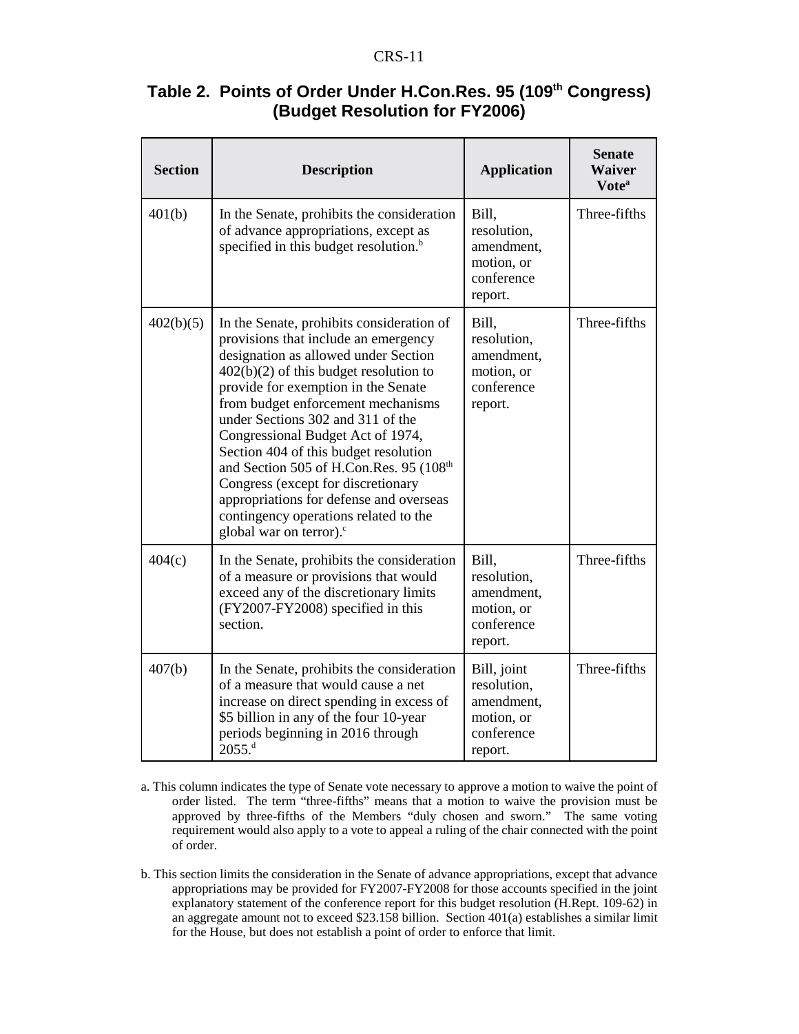**Table 2. Points of Order Under H.Con.Res. 95 (109th Congress) (Budget Resolution for FY2006)**

| Section | Description | Application | Senate Waiver Vote[a] |
|---|---|---|---|
| 401(b) | In the Senate, prohibits the consideration of advance appropriations, except as specified in this budget resolution.[b] | Bill, resolution, amendment, motion, or conference report. | Three-fifths |
| 402(b)(5) | In the Senate, prohibits consideration of provisions that include an emergency designation as allowed under Section 402(b)(2) of this budget resolution to provide for exemption in the Senate from budget enforcement mechanisms under Sections 302 and 311 of the Congressional Budget Act of 1974, Section 404 of this budget resolution and Section 505 of H.Con.Res. 95 (108th Congress (except for discretionary appropriations for defense and overseas contingency operations related to the global war on terror).[c] | Bill, resolution, amendment, motion, or conference report. | Three-fifths |
| 404(c) | In the Senate, prohibits the consideration of a measure or provisions that would exceed any of the discretionary limits (FY2007-FY2008) specified in this section. | Bill, resolution, amendment, motion, or conference report. | Three-fifths |
| 407(b) | In the Senate, prohibits the consideration of a measure that would cause a net increase on direct spending in excess of $5 billion in any of the four 10-year periods beginning in 2016 through 2055.[d] | Bill, joint resolution, amendment, motion, or conference report. | Three-fifths |

a. This column indicates the type of Senate vote necessary to approve a motion to waive the point of order listed. The term "three-fifths" means that a motion to waive the provision must be approved by three-fifths of the Members "duly chosen and sworn." The same voting requirement would also apply to a vote to appeal a ruling of the chair connected with the point of order.

b. This section limits the consideration in the Senate of advance appropriations, except that advance appropriations may be provided for FY2007-FY2008 for those accounts specified in the joint explanatory statement of the conference report for this budget resolution (H.Rept. 109-62) in an aggregate amount not to exceed $23.158 billion. Section 401(a) establishes a similar limit for the House, but does not establish a point of order to enforce that limit.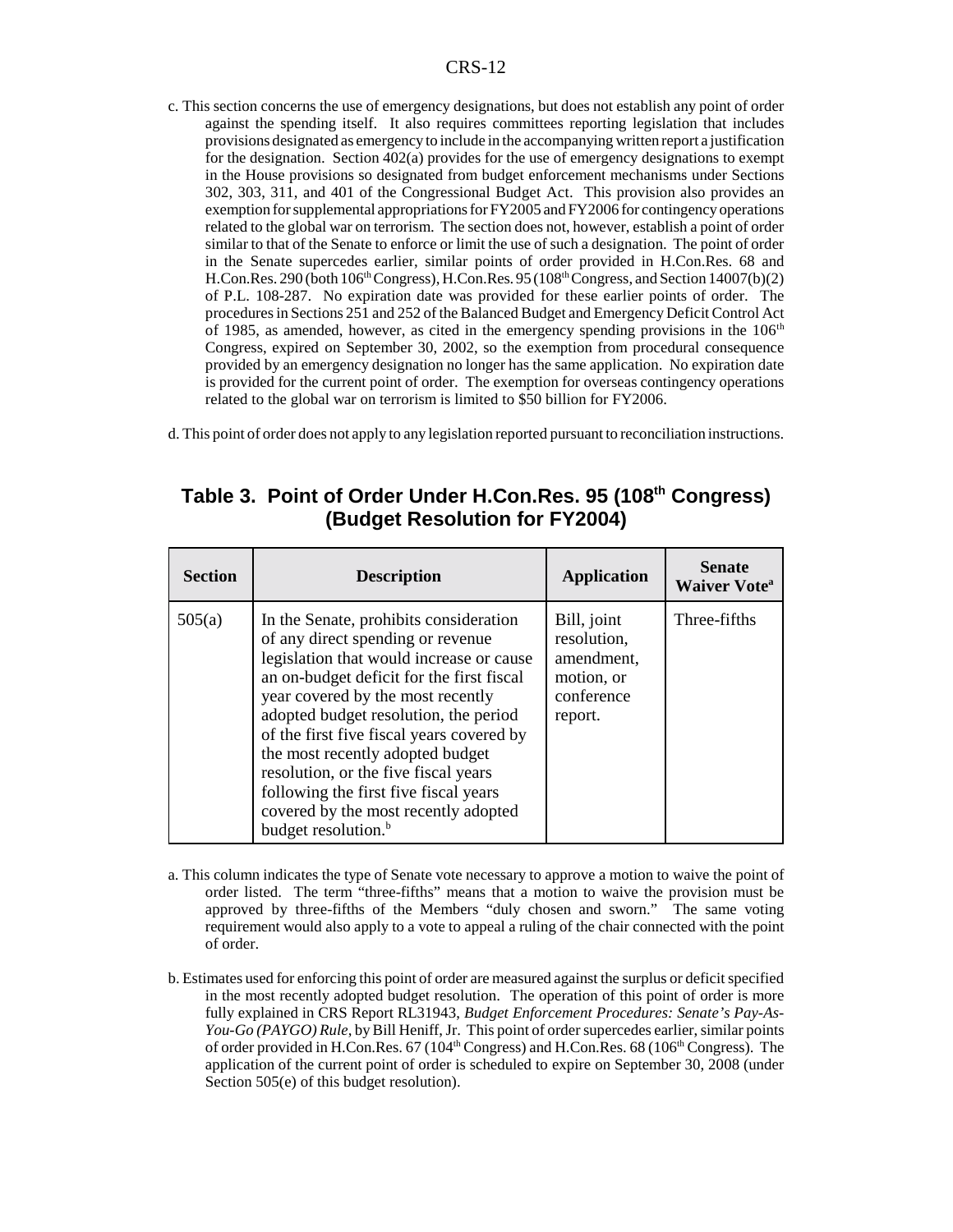c. This section concerns the use of emergency designations, but does not establish any point of order against the spending itself. It also requires committees reporting legislation that includes provisions designated as emergency to include in the accompanying written report a justification for the designation. Section 402(a) provides for the use of emergency designations to exempt in the House provisions so designated from budget enforcement mechanisms under Sections 302, 303, 311, and 401 of the Congressional Budget Act. This provision also provides an exemption for supplemental appropriations for FY2005 and FY2006 for contingency operations related to the global war on terrorism. The section does not, however, establish a point of order similar to that of the Senate to enforce or limit the use of such a designation. The point of order in the Senate supercedes earlier, similar points of order provided in H.Con.Res. 68 and H.Con.Res. 290 (both 106th Congress), H.Con.Res. 95 (108th Congress, and Section 14007(b)(2) of P.L. 108-287. No expiration date was provided for these earlier points of order. The procedures in Sections 251 and 252 of the Balanced Budget and Emergency Deficit Control Act of 1985, as amended, however, as cited in the emergency spending provisions in the 106th Congress, expired on September 30, 2002, so the exemption from procedural consequence provided by an emergency designation no longer has the same application. No expiration date is provided for the current point of order. The exemption for overseas contingency operations related to the global war on terrorism is limited to $50 billion for FY2006.

d. This point of order does not apply to any legislation reported pursuant to reconciliation instructions.

## Table 3. Point of Order Under H.Con.Res. 95 (108th Congress) (Budget Resolution for FY2004)

| Section | Description | Application | Senate Waiver Vote[a] |
|---|---|---|---|
| 505(a) | In the Senate, prohibits consideration of any direct spending or revenue legislation that would increase or cause an on-budget deficit for the first fiscal year covered by the most recently adopted budget resolution, the period of the first five fiscal years covered by the most recently adopted budget resolution, or the five fiscal years following the first five fiscal years covered by the most recently adopted budget resolution.[b] | Bill, joint resolution, amendment, motion, or conference report. | Three-fifths |

a. This column indicates the type of Senate vote necessary to approve a motion to waive the point of order listed. The term "three-fifths" means that a motion to waive the provision must be approved by three-fifths of the Members "duly chosen and sworn." The same voting requirement would also apply to a vote to appeal a ruling of the chair connected with the point of order.

b. Estimates used for enforcing this point of order are measured against the surplus or deficit specified in the most recently adopted budget resolution. The operation of this point of order is more fully explained in CRS Report RL31943, *Budget Enforcement Procedures: Senate's Pay-As-You-Go (PAYGO) Rule*, by Bill Heniff, Jr. This point of order supercedes earlier, similar points of order provided in H.Con.Res. 67 (104th Congress) and H.Con.Res. 68 (106th Congress). The application of the current point of order is scheduled to expire on September 30, 2008 (under Section 505(e) of this budget resolution).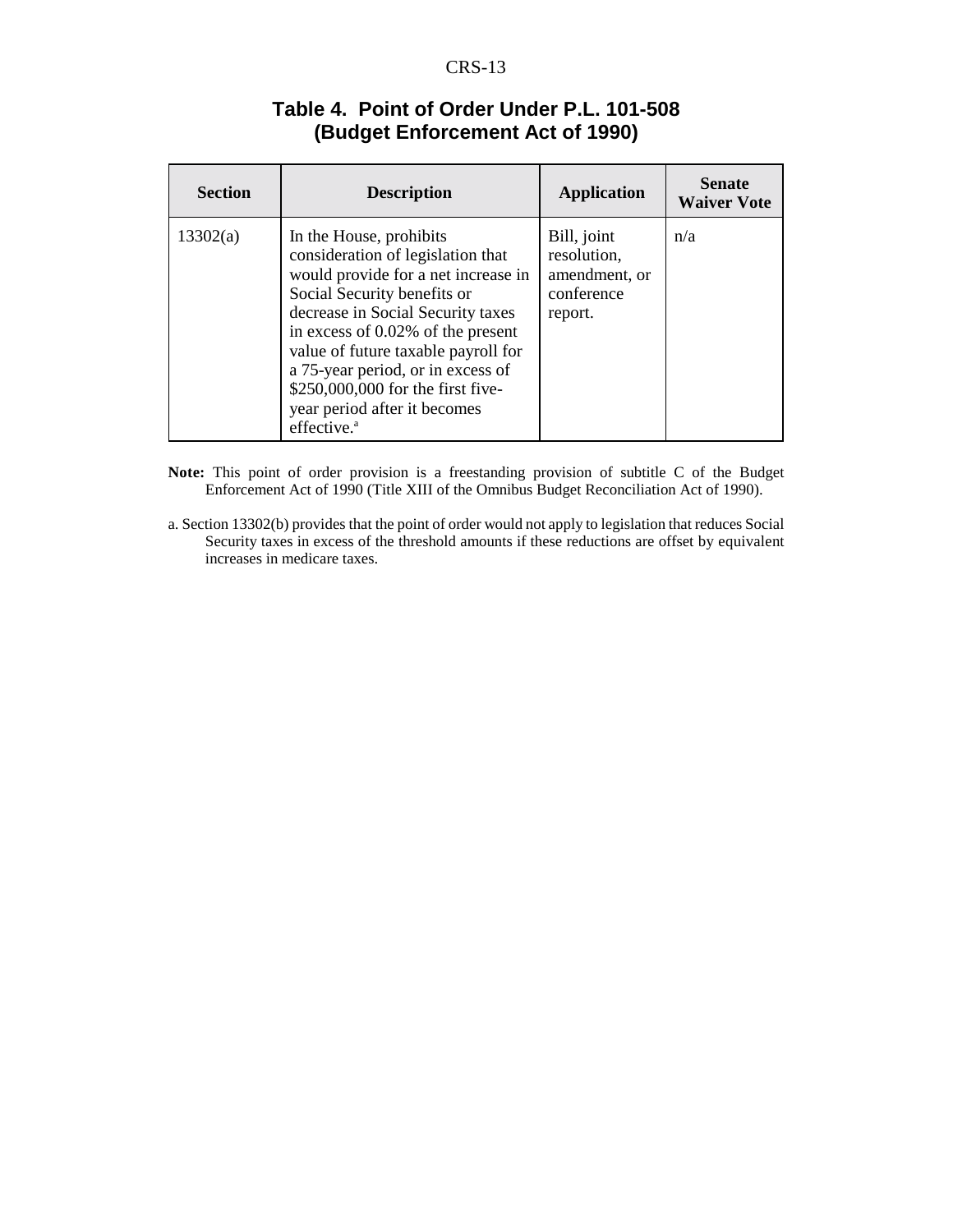## Table 4. Point of Order Under P.L. 101-508 (Budget Enforcement Act of 1990)

| Section | Description | Application | Senate Waiver Vote |
|---|---|---|---|
| 13302(a) | In the House, prohibits consideration of legislation that would provide for a net increase in Social Security benefits or decrease in Social Security taxes in excess of 0.02% of the present value of future taxable payroll for a 75-year period, or in excess of $250,000,000 for the first five-year period after it becomes effective.[a] | Bill, joint resolution, amendment, or conference report. | n/a |

**Note:** This point of order provision is a freestanding provision of subtitle C of the Budget Enforcement Act of 1990 (Title XIII of the Omnibus Budget Reconciliation Act of 1990).

a. Section 13302(b) provides that the point of order would not apply to legislation that reduces Social Security taxes in excess of the threshold amounts if these reductions are offset by equivalent increases in medicare taxes.